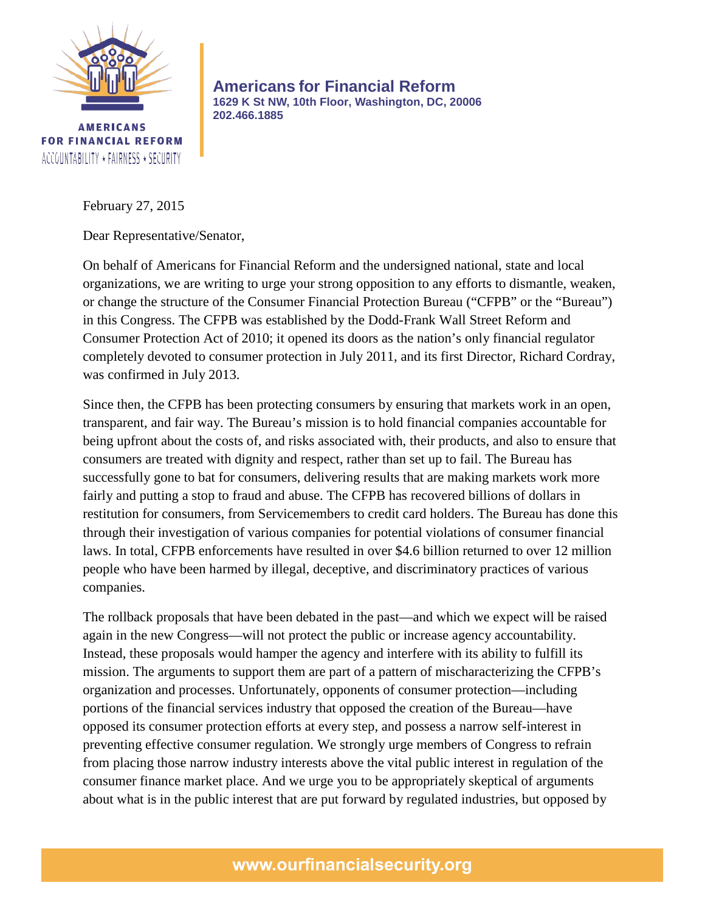**Americans for Financial Reform**
**1629 K St NW, 10th Floor, Washington, DC, 20006**
**202.466.1885**

February 27, 2015

Dear Representative/Senator,

On behalf of Americans for Financial Reform and the undersigned national, state and local organizations, we are writing to urge your strong opposition to any efforts to dismantle, weaken, or change the structure of the Consumer Financial Protection Bureau ("CFPB" or the "Bureau") in this Congress. The CFPB was established by the Dodd-Frank Wall Street Reform and Consumer Protection Act of 2010; it opened its doors as the nation's only financial regulator completely devoted to consumer protection in July 2011, and its first Director, Richard Cordray, was confirmed in July 2013.

Since then, the CFPB has been protecting consumers by ensuring that markets work in an open, transparent, and fair way. The Bureau's mission is to hold financial companies accountable for being upfront about the costs of, and risks associated with, their products, and also to ensure that consumers are treated with dignity and respect, rather than set up to fail. The Bureau has successfully gone to bat for consumers, delivering results that are making markets work more fairly and putting a stop to fraud and abuse. The CFPB has recovered billions of dollars in restitution for consumers, from Servicemembers to credit card holders. The Bureau has done this through their investigation of various companies for potential violations of consumer financial laws. In total, CFPB enforcements have resulted in over $4.6 billion returned to over 12 million people who have been harmed by illegal, deceptive, and discriminatory practices of various companies.

The rollback proposals that have been debated in the past—and which we expect will be raised again in the new Congress—will not protect the public or increase agency accountability. Instead, these proposals would hamper the agency and interfere with its ability to fulfill its mission. The arguments to support them are part of a pattern of mischaracterizing the CFPB's organization and processes. Unfortunately, opponents of consumer protection—including portions of the financial services industry that opposed the creation of the Bureau—have opposed its consumer protection efforts at every step, and possess a narrow self-interest in preventing effective consumer regulation. We strongly urge members of Congress to refrain from placing those narrow industry interests above the vital public interest in regulation of the consumer finance market place. And we urge you to be appropriately skeptical of arguments about what is in the public interest that are put forward by regulated industries, but opposed by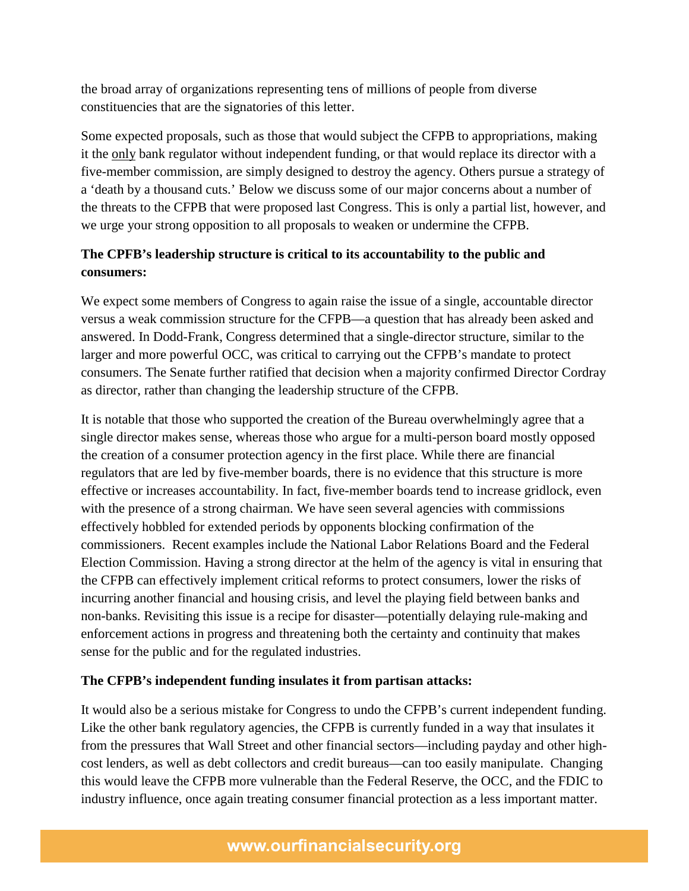the broad array of organizations representing tens of millions of people from diverse constituencies that are the signatories of this letter.

Some expected proposals, such as those that would subject the CFPB to appropriations, making it the only bank regulator without independent funding, or that would replace its director with a five-member commission, are simply designed to destroy the agency. Others pursue a strategy of a 'death by a thousand cuts.' Below we discuss some of our major concerns about a number of the threats to the CFPB that were proposed last Congress. This is only a partial list, however, and we urge your strong opposition to all proposals to weaken or undermine the CFPB.

**The CPFB's leadership structure is critical to its accountability to the public and consumers:**

We expect some members of Congress to again raise the issue of a single, accountable director versus a weak commission structure for the CFPB—a question that has already been asked and answered. In Dodd-Frank, Congress determined that a single-director structure, similar to the larger and more powerful OCC, was critical to carrying out the CFPB's mandate to protect consumers. The Senate further ratified that decision when a majority confirmed Director Cordray as director, rather than changing the leadership structure of the CFPB.

It is notable that those who supported the creation of the Bureau overwhelmingly agree that a single director makes sense, whereas those who argue for a multi-person board mostly opposed the creation of a consumer protection agency in the first place. While there are financial regulators that are led by five-member boards, there is no evidence that this structure is more effective or increases accountability. In fact, five-member boards tend to increase gridlock, even with the presence of a strong chairman. We have seen several agencies with commissions effectively hobbled for extended periods by opponents blocking confirmation of the commissioners. Recent examples include the National Labor Relations Board and the Federal Election Commission. Having a strong director at the helm of the agency is vital in ensuring that the CFPB can effectively implement critical reforms to protect consumers, lower the risks of incurring another financial and housing crisis, and level the playing field between banks and non-banks. Revisiting this issue is a recipe for disaster—potentially delaying rule-making and enforcement actions in progress and threatening both the certainty and continuity that makes sense for the public and for the regulated industries.

**The CFPB's independent funding insulates it from partisan attacks:**

It would also be a serious mistake for Congress to undo the CFPB's current independent funding. Like the other bank regulatory agencies, the CFPB is currently funded in a way that insulates it from the pressures that Wall Street and other financial sectors—including payday and other high-cost lenders, as well as debt collectors and credit bureaus—can too easily manipulate. Changing this would leave the CFPB more vulnerable than the Federal Reserve, the OCC, and the FDIC to industry influence, once again treating consumer financial protection as a less important matter.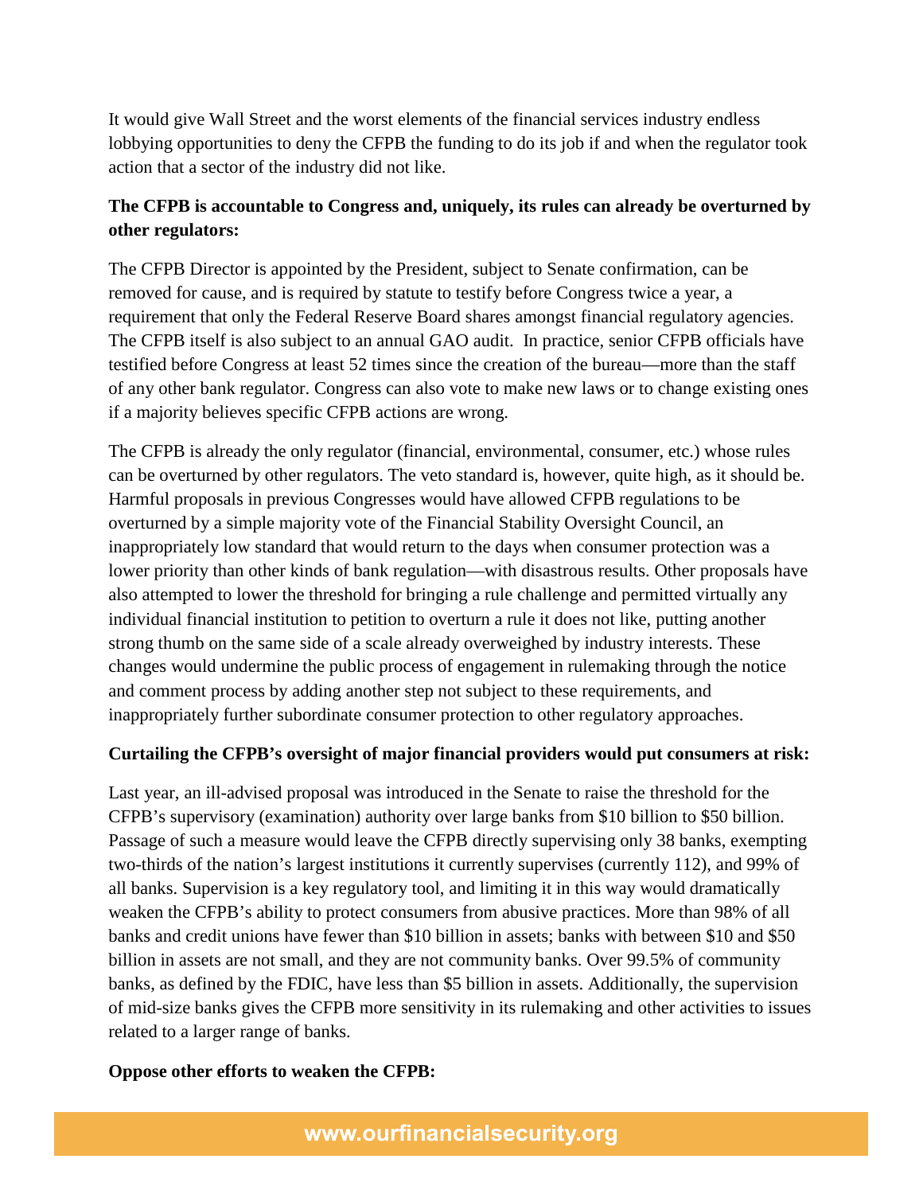It would give Wall Street and the worst elements of the financial services industry endless lobbying opportunities to deny the CFPB the funding to do its job if and when the regulator took action that a sector of the industry did not like.

**The CFPB is accountable to Congress and, uniquely, its rules can already be overturned by other regulators:**

The CFPB Director is appointed by the President, subject to Senate confirmation, can be removed for cause, and is required by statute to testify before Congress twice a year, a requirement that only the Federal Reserve Board shares amongst financial regulatory agencies. The CFPB itself is also subject to an annual GAO audit. In practice, senior CFPB officials have testified before Congress at least 52 times since the creation of the bureau—more than the staff of any other bank regulator. Congress can also vote to make new laws or to change existing ones if a majority believes specific CFPB actions are wrong.

The CFPB is already the only regulator (financial, environmental, consumer, etc.) whose rules can be overturned by other regulators. The veto standard is, however, quite high, as it should be. Harmful proposals in previous Congresses would have allowed CFPB regulations to be overturned by a simple majority vote of the Financial Stability Oversight Council, an inappropriately low standard that would return to the days when consumer protection was a lower priority than other kinds of bank regulation—with disastrous results. Other proposals have also attempted to lower the threshold for bringing a rule challenge and permitted virtually any individual financial institution to petition to overturn a rule it does not like, putting another strong thumb on the same side of a scale already overweighed by industry interests. These changes would undermine the public process of engagement in rulemaking through the notice and comment process by adding another step not subject to these requirements, and inappropriately further subordinate consumer protection to other regulatory approaches.

**Curtailing the CFPB's oversight of major financial providers would put consumers at risk:**

Last year, an ill-advised proposal was introduced in the Senate to raise the threshold for the CFPB's supervisory (examination) authority over large banks from $10 billion to $50 billion. Passage of such a measure would leave the CFPB directly supervising only 38 banks, exempting two-thirds of the nation's largest institutions it currently supervises (currently 112), and 99% of all banks. Supervision is a key regulatory tool, and limiting it in this way would dramatically weaken the CFPB's ability to protect consumers from abusive practices. More than 98% of all banks and credit unions have fewer than $10 billion in assets; banks with between $10 and $50 billion in assets are not small, and they are not community banks. Over 99.5% of community banks, as defined by the FDIC, have less than $5 billion in assets. Additionally, the supervision of mid-size banks gives the CFPB more sensitivity in its rulemaking and other activities to issues related to a larger range of banks.

**Oppose other efforts to weaken the CFPB:**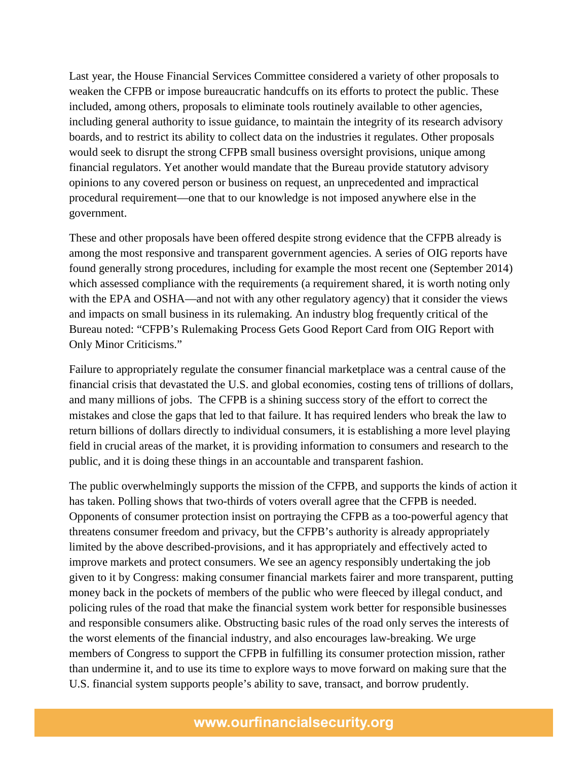Last year, the House Financial Services Committee considered a variety of other proposals to weaken the CFPB or impose bureaucratic handcuffs on its efforts to protect the public. These included, among others, proposals to eliminate tools routinely available to other agencies, including general authority to issue guidance, to maintain the integrity of its research advisory boards, and to restrict its ability to collect data on the industries it regulates. Other proposals would seek to disrupt the strong CFPB small business oversight provisions, unique among financial regulators. Yet another would mandate that the Bureau provide statutory advisory opinions to any covered person or business on request, an unprecedented and impractical procedural requirement—one that to our knowledge is not imposed anywhere else in the government.

These and other proposals have been offered despite strong evidence that the CFPB already is among the most responsive and transparent government agencies. A series of OIG reports have found generally strong procedures, including for example the most recent one (September 2014) which assessed compliance with the requirements (a requirement shared, it is worth noting only with the EPA and OSHA—and not with any other regulatory agency) that it consider the views and impacts on small business in its rulemaking. An industry blog frequently critical of the Bureau noted: "CFPB's Rulemaking Process Gets Good Report Card from OIG Report with Only Minor Criticisms."

Failure to appropriately regulate the consumer financial marketplace was a central cause of the financial crisis that devastated the U.S. and global economies, costing tens of trillions of dollars, and many millions of jobs. The CFPB is a shining success story of the effort to correct the mistakes and close the gaps that led to that failure. It has required lenders who break the law to return billions of dollars directly to individual consumers, it is establishing a more level playing field in crucial areas of the market, it is providing information to consumers and research to the public, and it is doing these things in an accountable and transparent fashion.

The public overwhelmingly supports the mission of the CFPB, and supports the kinds of action it has taken. Polling shows that two-thirds of voters overall agree that the CFPB is needed. Opponents of consumer protection insist on portraying the CFPB as a too-powerful agency that threatens consumer freedom and privacy, but the CFPB's authority is already appropriately limited by the above described-provisions, and it has appropriately and effectively acted to improve markets and protect consumers. We see an agency responsibly undertaking the job given to it by Congress: making consumer financial markets fairer and more transparent, putting money back in the pockets of members of the public who were fleeced by illegal conduct, and policing rules of the road that make the financial system work better for responsible businesses and responsible consumers alike. Obstructing basic rules of the road only serves the interests of the worst elements of the financial industry, and also encourages law-breaking. We urge members of Congress to support the CFPB in fulfilling its consumer protection mission, rather than undermine it, and to use its time to explore ways to move forward on making sure that the U.S. financial system supports people's ability to save, transact, and borrow prudently.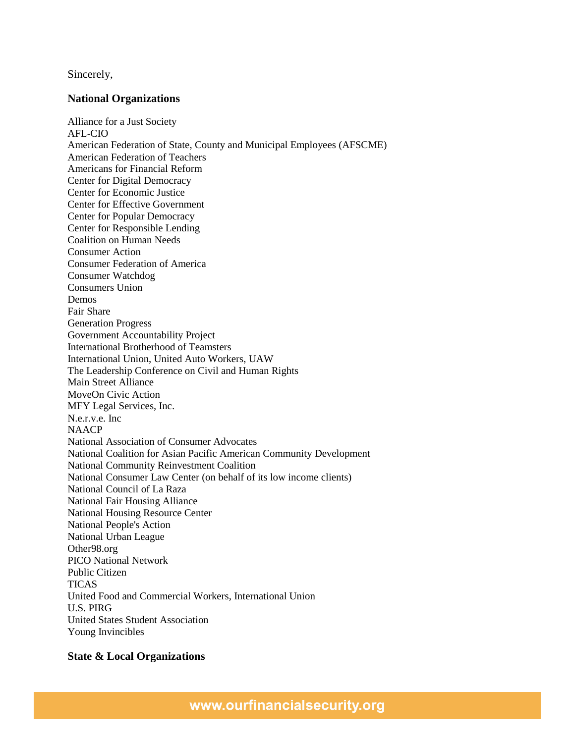Sincerely,

**National Organizations**

Alliance for a Just Society
AFL-CIO
American Federation of State, County and Municipal Employees (AFSCME)
American Federation of Teachers
Americans for Financial Reform
Center for Digital Democracy
Center for Economic Justice
Center for Effective Government
Center for Popular Democracy
Center for Responsible Lending
Coalition on Human Needs
Consumer Action
Consumer Federation of America
Consumer Watchdog
Consumers Union
Demos
Fair Share
Generation Progress
Government Accountability Project
International Brotherhood of Teamsters
International Union, United Auto Workers, UAW
The Leadership Conference on Civil and Human Rights
Main Street Alliance
MoveOn Civic Action
MFY Legal Services, Inc.
N.e.r.v.e. Inc
NAACP
National Association of Consumer Advocates
National Coalition for Asian Pacific American Community Development
National Community Reinvestment Coalition
National Consumer Law Center (on behalf of its low income clients)
National Council of La Raza
National Fair Housing Alliance
National Housing Resource Center
National People's Action
National Urban League
Other98.org
PICO National Network
Public Citizen
TICAS
United Food and Commercial Workers, International Union
U.S. PIRG
United States Student Association
Young Invincibles

**State & Local Organizations**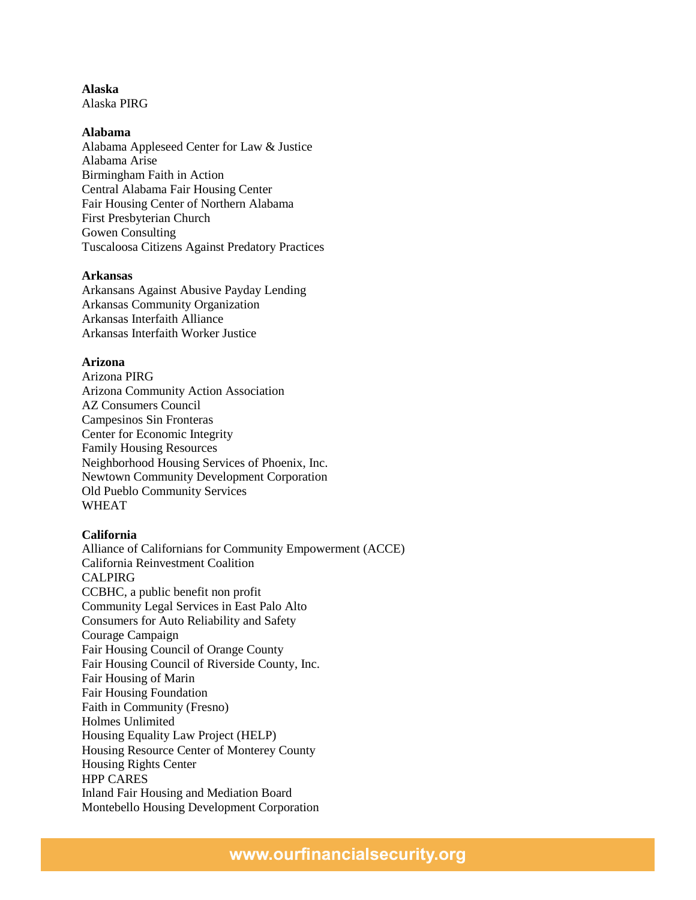**Alaska**
Alaska PIRG

**Alabama**
Alabama Appleseed Center for Law & Justice
Alabama Arise
Birmingham Faith in Action
Central Alabama Fair Housing Center
Fair Housing Center of Northern Alabama
First Presbyterian Church
Gowen Consulting
Tuscaloosa Citizens Against Predatory Practices

**Arkansas**
Arkansans Against Abusive Payday Lending
Arkansas Community Organization
Arkansas Interfaith Alliance
Arkansas Interfaith Worker Justice

**Arizona**
Arizona PIRG
Arizona Community Action Association
AZ Consumers Council
Campesinos Sin Fronteras
Center for Economic Integrity
Family Housing Resources
Neighborhood Housing Services of Phoenix, Inc.
Newtown Community Development Corporation
Old Pueblo Community Services
WHEAT

**California**
Alliance of Californians for Community Empowerment (ACCE)
California Reinvestment Coalition
CALPIRG
CCBHC, a public benefit non profit
Community Legal Services in East Palo Alto
Consumers for Auto Reliability and Safety
Courage Campaign
Fair Housing Council of Orange County
Fair Housing Council of Riverside County, Inc.
Fair Housing of Marin
Fair Housing Foundation
Faith in Community (Fresno)
Holmes Unlimited
Housing Equality Law Project (HELP)
Housing Resource Center of Monterey County
Housing Rights Center
HPP CARES
Inland Fair Housing and Mediation Board
Montebello Housing Development Corporation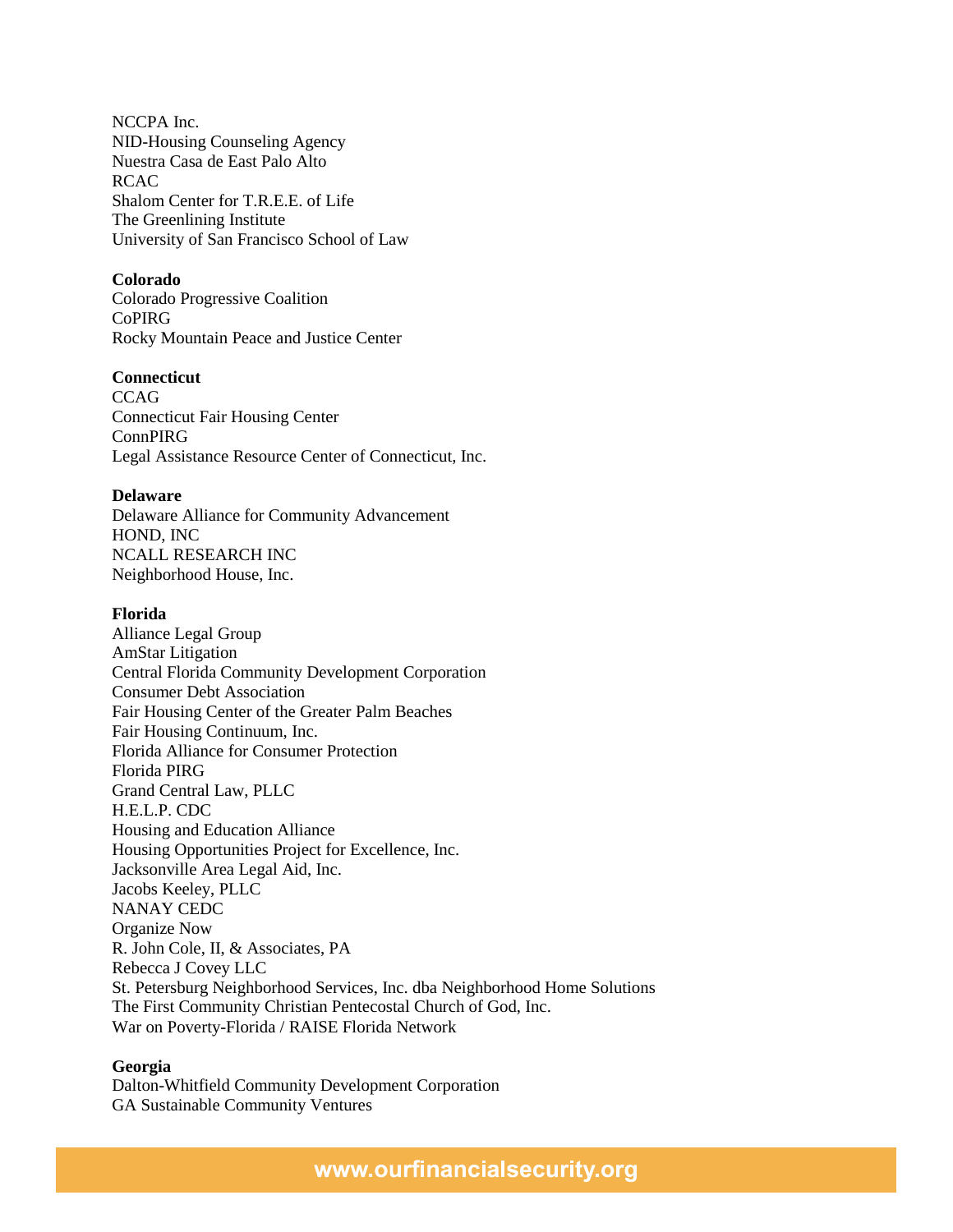NCCPA Inc.
NID-Housing Counseling Agency
Nuestra Casa de East Palo Alto
RCAC
Shalom Center for T.R.E.E. of Life
The Greenlining Institute
University of San Francisco School of Law

**Colorado**
Colorado Progressive Coalition
CoPIRG
Rocky Mountain Peace and Justice Center

**Connecticut**
CCAG
Connecticut Fair Housing Center
ConnPIRG
Legal Assistance Resource Center of Connecticut, Inc.

**Delaware**
Delaware Alliance for Community Advancement
HOND, INC
NCALL RESEARCH INC
Neighborhood House, Inc.

**Florida**
Alliance Legal Group
AmStar Litigation
Central Florida Community Development Corporation
Consumer Debt Association
Fair Housing Center of the Greater Palm Beaches
Fair Housing Continuum, Inc.
Florida Alliance for Consumer Protection
Florida PIRG
Grand Central Law, PLLC
H.E.L.P. CDC
Housing and Education Alliance
Housing Opportunities Project for Excellence, Inc.
Jacksonville Area Legal Aid, Inc.
Jacobs Keeley, PLLC
NANAY CEDC
Organize Now
R. John Cole, II, & Associates, PA
Rebecca J Covey LLC
St. Petersburg Neighborhood Services, Inc. dba Neighborhood Home Solutions
The First Community Christian Pentecostal Church of God, Inc.
War on Poverty-Florida / RAISE Florida Network

**Georgia**
Dalton-Whitfield Community Development Corporation
GA Sustainable Community Ventures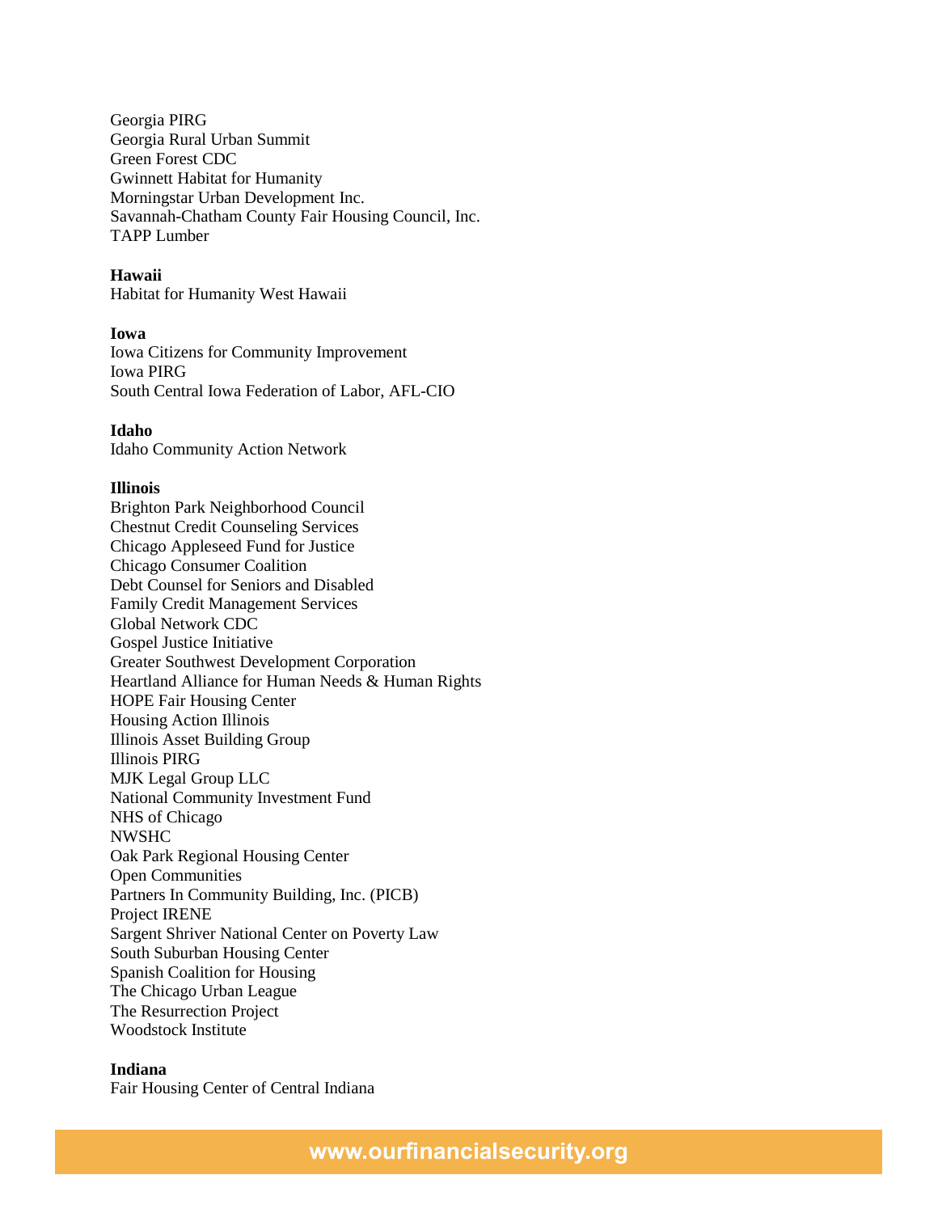Georgia PIRG
Georgia Rural Urban Summit
Green Forest CDC
Gwinnett Habitat for Humanity
Morningstar Urban Development Inc.
Savannah-Chatham County Fair Housing Council, Inc.
TAPP Lumber

**Hawaii**
Habitat for Humanity West Hawaii

**Iowa**
Iowa Citizens for Community Improvement
Iowa PIRG
South Central Iowa Federation of Labor, AFL-CIO

**Idaho**
Idaho Community Action Network

**Illinois**
Brighton Park Neighborhood Council
Chestnut Credit Counseling Services
Chicago Appleseed Fund for Justice
Chicago Consumer Coalition
Debt Counsel for Seniors and Disabled
Family Credit Management Services
Global Network CDC
Gospel Justice Initiative
Greater Southwest Development Corporation
Heartland Alliance for Human Needs & Human Rights
HOPE Fair Housing Center
Housing Action Illinois
Illinois Asset Building Group
Illinois PIRG
MJK Legal Group LLC
National Community Investment Fund
NHS of Chicago
NWSHC
Oak Park Regional Housing Center
Open Communities
Partners In Community Building, Inc. (PICB)
Project IRENE
Sargent Shriver National Center on Poverty Law
South Suburban Housing Center
Spanish Coalition for Housing
The Chicago Urban League
The Resurrection Project
Woodstock Institute

**Indiana**
Fair Housing Center of Central Indiana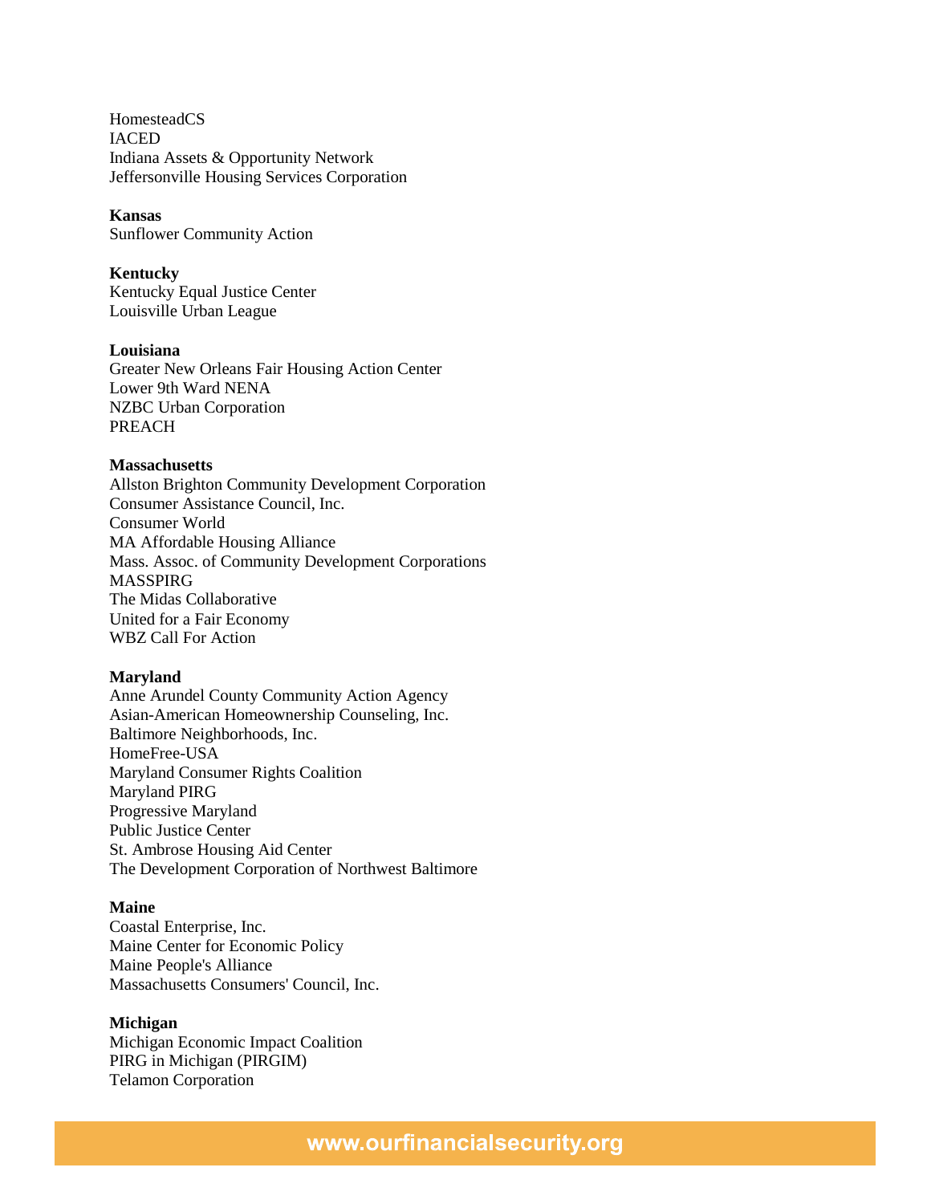HomesteadCS
IACED
Indiana Assets & Opportunity Network
Jeffersonville Housing Services Corporation

**Kansas**
Sunflower Community Action

**Kentucky**
Kentucky Equal Justice Center
Louisville Urban League

**Louisiana**
Greater New Orleans Fair Housing Action Center
Lower 9th Ward NENA
NZBC Urban Corporation
PREACH

**Massachusetts**
Allston Brighton Community Development Corporation
Consumer Assistance Council, Inc.
Consumer World
MA Affordable Housing Alliance
Mass. Assoc. of Community Development Corporations
MASSPIRG
The Midas Collaborative
United for a Fair Economy
WBZ Call For Action

**Maryland**
Anne Arundel County Community Action Agency
Asian-American Homeownership Counseling, Inc.
Baltimore Neighborhoods, Inc.
HomeFree-USA
Maryland Consumer Rights Coalition
Maryland PIRG
Progressive Maryland
Public Justice Center
St. Ambrose Housing Aid Center
The Development Corporation of Northwest Baltimore

**Maine**
Coastal Enterprise, Inc.
Maine Center for Economic Policy
Maine People's Alliance
Massachusetts Consumers' Council, Inc.

**Michigan**
Michigan Economic Impact Coalition
PIRG in Michigan (PIRGIM)
Telamon Corporation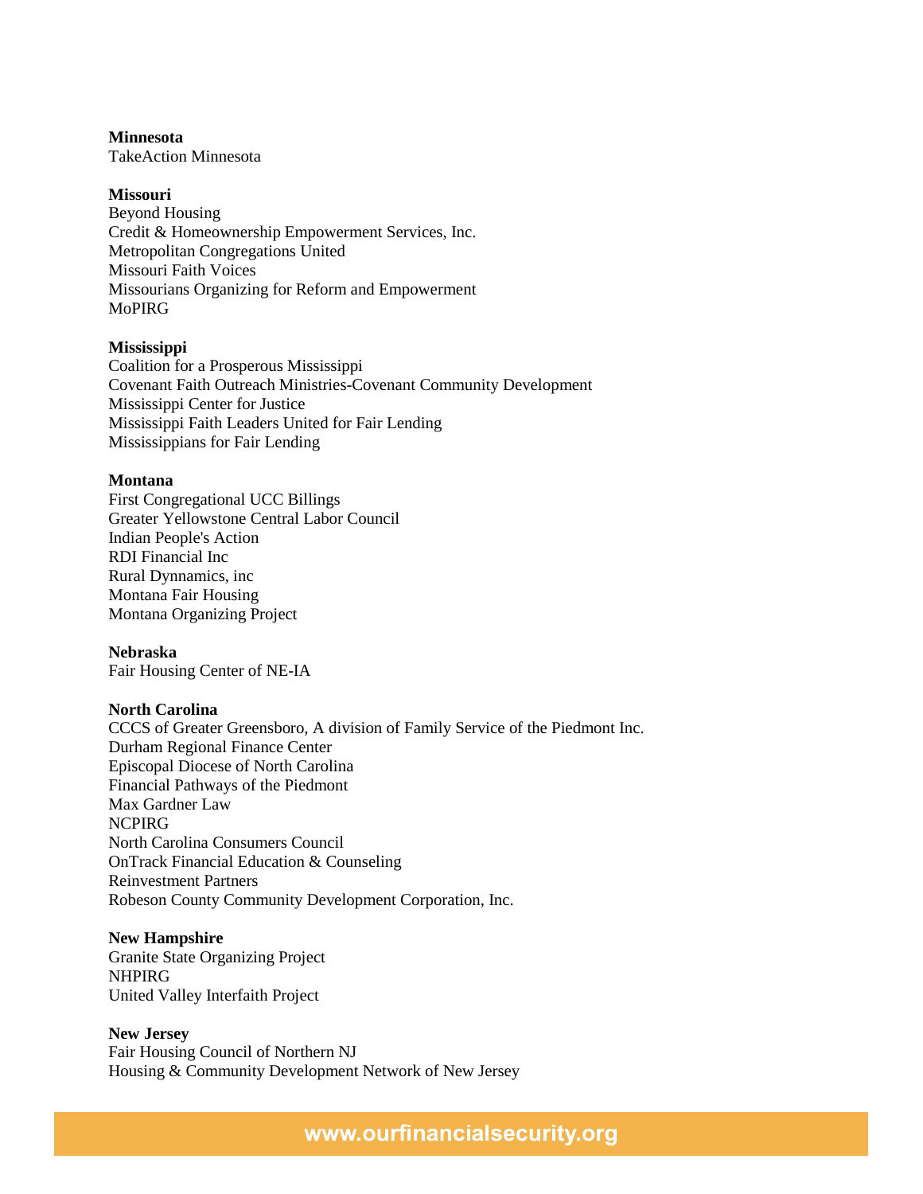**Minnesota**
TakeAction Minnesota

**Missouri**
Beyond Housing
Credit & Homeownership Empowerment Services, Inc.
Metropolitan Congregations United
Missouri Faith Voices
Missourians Organizing for Reform and Empowerment
MoPIRG

**Mississippi**
Coalition for a Prosperous Mississippi
Covenant Faith Outreach Ministries-Covenant Community Development
Mississippi Center for Justice
Mississippi Faith Leaders United for Fair Lending
Mississippians for Fair Lending

**Montana**
First Congregational UCC Billings
Greater Yellowstone Central Labor Council
Indian People's Action
RDI Financial Inc
Rural Dynnamics, inc
Montana Fair Housing
Montana Organizing Project

**Nebraska**
Fair Housing Center of NE-IA

**North Carolina**
CCCS of Greater Greensboro, A division of Family Service of the Piedmont Inc.
Durham Regional Finance Center
Episcopal Diocese of North Carolina
Financial Pathways of the Piedmont
Max Gardner Law
NCPIRG
North Carolina Consumers Council
OnTrack Financial Education & Counseling
Reinvestment Partners
Robeson County Community Development Corporation, Inc.

**New Hampshire**
Granite State Organizing Project
NHPIRG
United Valley Interfaith Project

**New Jersey**
Fair Housing Council of Northern NJ
Housing & Community Development Network of New Jersey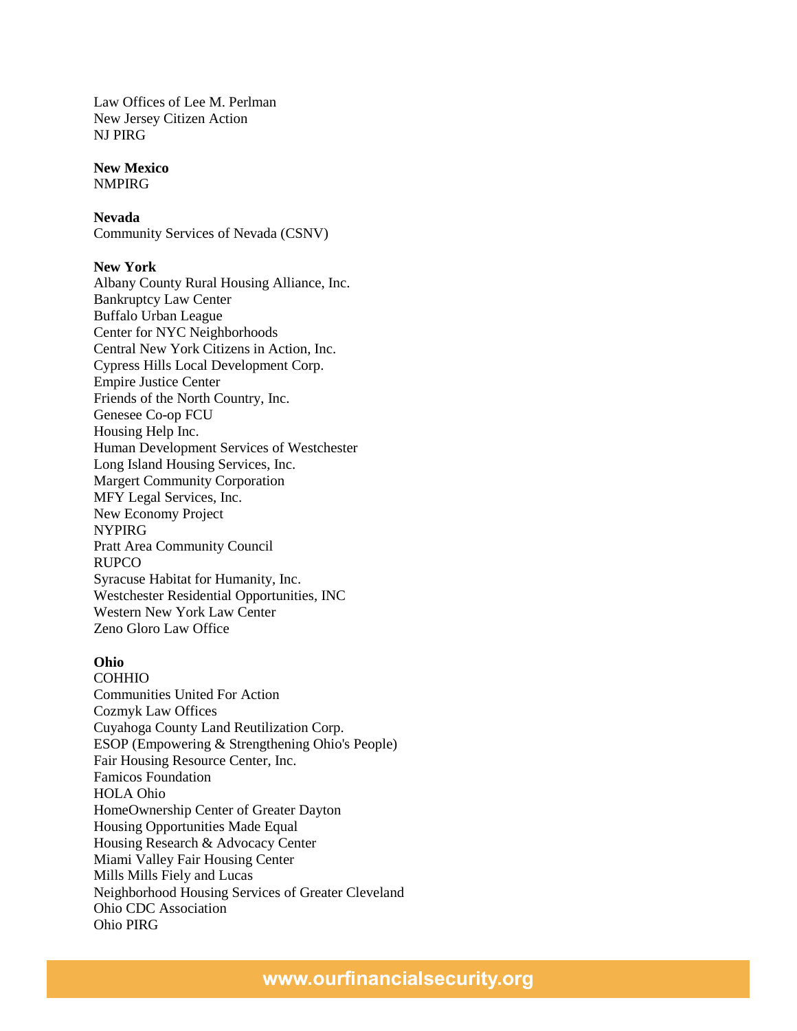Law Offices of Lee M. Perlman
New Jersey Citizen Action
NJ PIRG

**New Mexico**
NMPIRG

**Nevada**
Community Services of Nevada (CSNV)

**New York**
Albany County Rural Housing Alliance, Inc.
Bankruptcy Law Center
Buffalo Urban League
Center for NYC Neighborhoods
Central New York Citizens in Action, Inc.
Cypress Hills Local Development Corp.
Empire Justice Center
Friends of the North Country, Inc.
Genesee Co-op FCU
Housing Help Inc.
Human Development Services of Westchester
Long Island Housing Services, Inc.
Margert Community Corporation
MFY Legal Services, Inc.
New Economy Project
NYPIRG
Pratt Area Community Council
RUPCO
Syracuse Habitat for Humanity, Inc.
Westchester Residential Opportunities, INC
Western New York Law Center
Zeno Gloro Law Office

**Ohio**
COHHIO
Communities United For Action
Cozmyk Law Offices
Cuyahoga County Land Reutilization Corp.
ESOP (Empowering & Strengthening Ohio's People)
Fair Housing Resource Center, Inc.
Famicos Foundation
HOLA Ohio
HomeOwnership Center of Greater Dayton
Housing Opportunities Made Equal
Housing Research & Advocacy Center
Miami Valley Fair Housing Center
Mills Mills Fiely and Lucas
Neighborhood Housing Services of Greater Cleveland
Ohio CDC Association
Ohio PIRG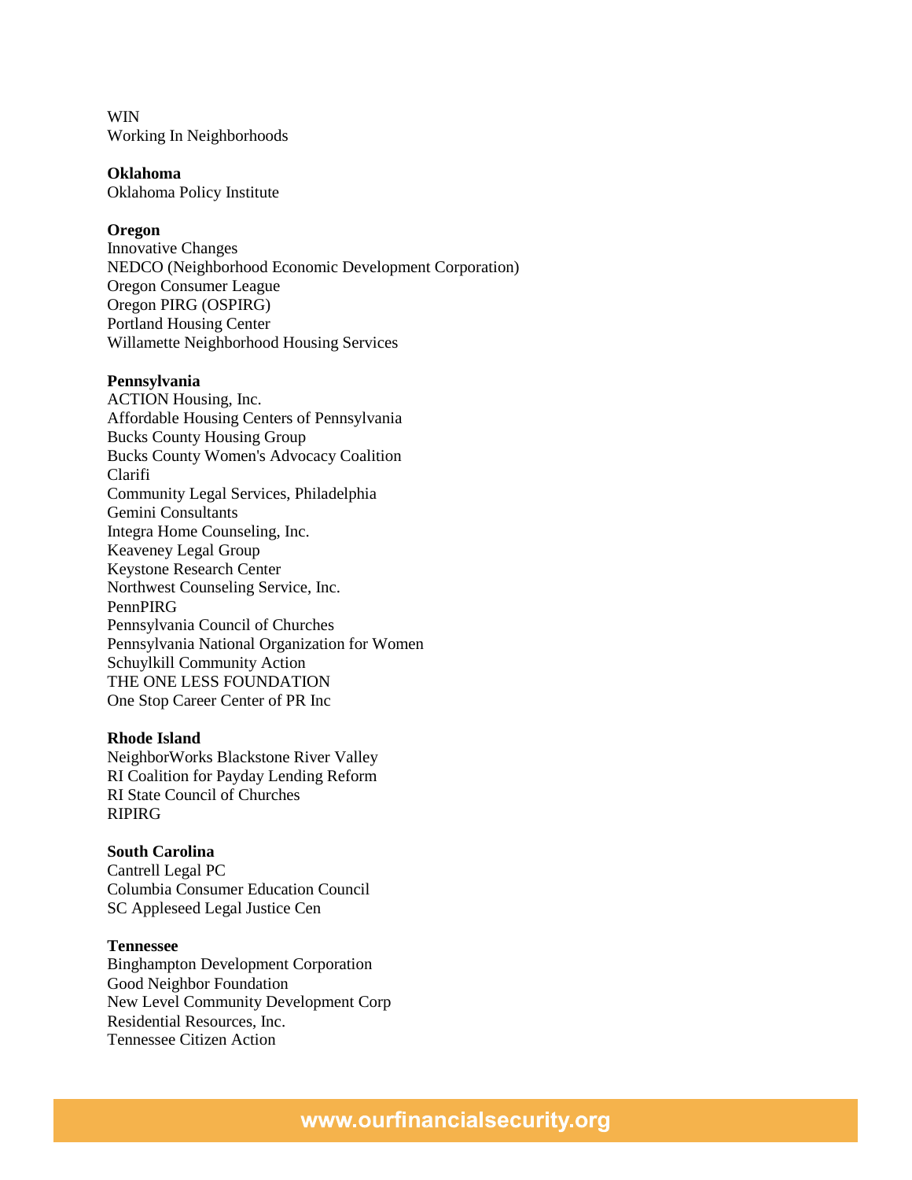WIN
Working In Neighborhoods

**Oklahoma**
Oklahoma Policy Institute

**Oregon**
Innovative Changes
NEDCO (Neighborhood Economic Development Corporation)
Oregon Consumer League
Oregon PIRG (OSPIRG)
Portland Housing Center
Willamette Neighborhood Housing Services

**Pennsylvania**
ACTION Housing, Inc.
Affordable Housing Centers of Pennsylvania
Bucks County Housing Group
Bucks County Women's Advocacy Coalition
Clarifi
Community Legal Services, Philadelphia
Gemini Consultants
Integra Home Counseling, Inc.
Keaveney Legal Group
Keystone Research Center
Northwest Counseling Service, Inc.
PennPIRG
Pennsylvania Council of Churches
Pennsylvania National Organization for Women
Schuylkill Community Action
THE ONE LESS FOUNDATION
One Stop Career Center of PR Inc

**Rhode Island**
NeighborWorks Blackstone River Valley
RI Coalition for Payday Lending Reform
RI State Council of Churches
RIPIRG

**South Carolina**
Cantrell Legal PC
Columbia Consumer Education Council
SC Appleseed Legal Justice Cen

**Tennessee**
Binghampton Development Corporation
Good Neighbor Foundation
New Level Community Development Corp
Residential Resources, Inc.
Tennessee Citizen Action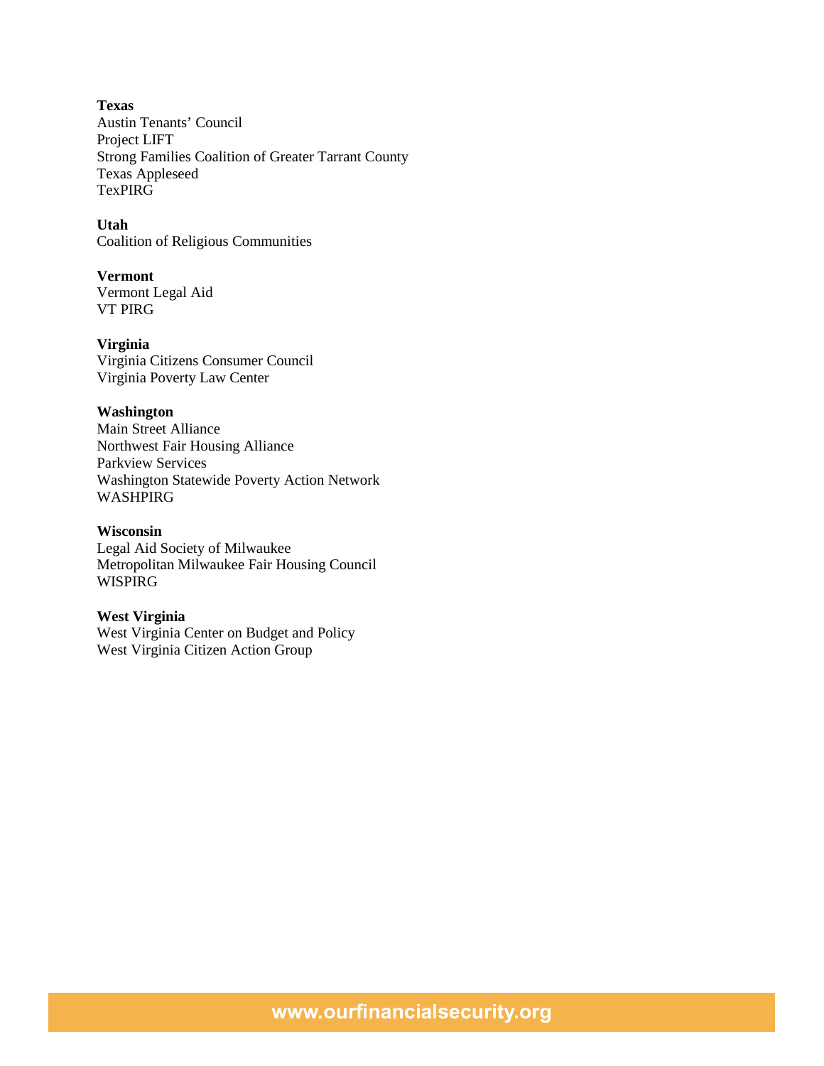**Texas**
Austin Tenants' Council
Project LIFT
Strong Families Coalition of Greater Tarrant County
Texas Appleseed
TexPIRG

**Utah**
Coalition of Religious Communities

**Vermont**
Vermont Legal Aid
VT PIRG

**Virginia**
Virginia Citizens Consumer Council
Virginia Poverty Law Center

**Washington**
Main Street Alliance
Northwest Fair Housing Alliance
Parkview Services
Washington Statewide Poverty Action Network
WASHPIRG

**Wisconsin**
Legal Aid Society of Milwaukee
Metropolitan Milwaukee Fair Housing Council
WISPIRG

**West Virginia**
West Virginia Center on Budget and Policy
West Virginia Citizen Action Group